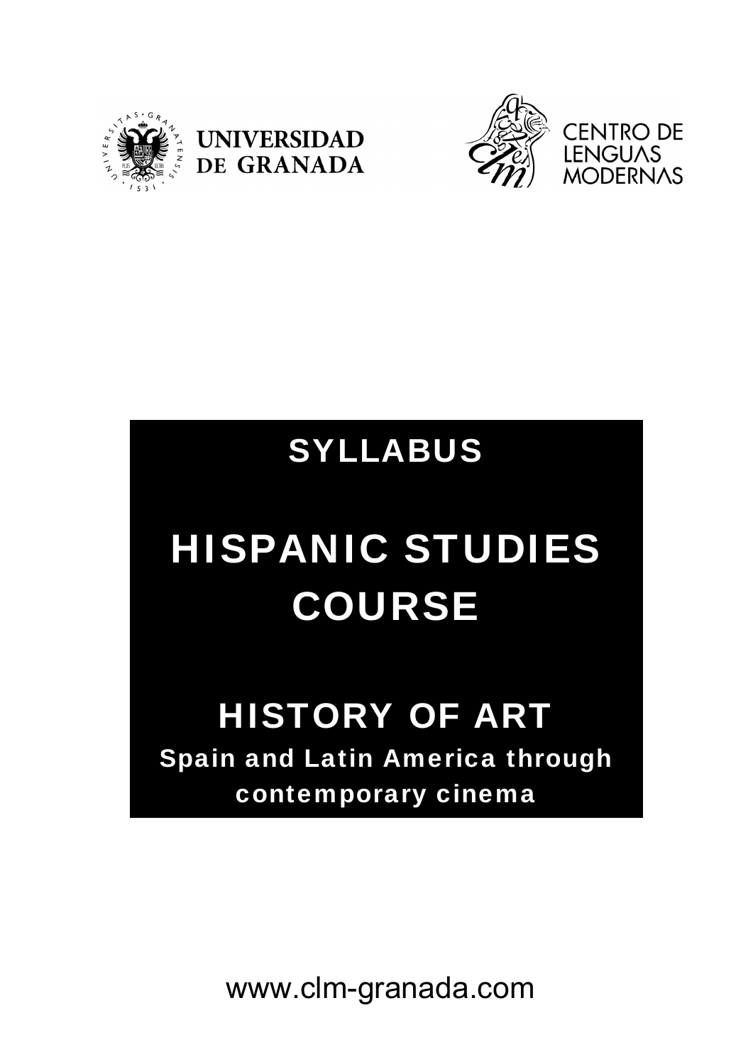UNIVERSIDAD DE GRANADA

CENTRO DE LENGUAS MODERNAS

# SYLLABUS

# HISPANIC STUDIES COURSE

## HISTORY OF ART

**Spain and Latin America through contemporary cinema**

www.clm-granada.com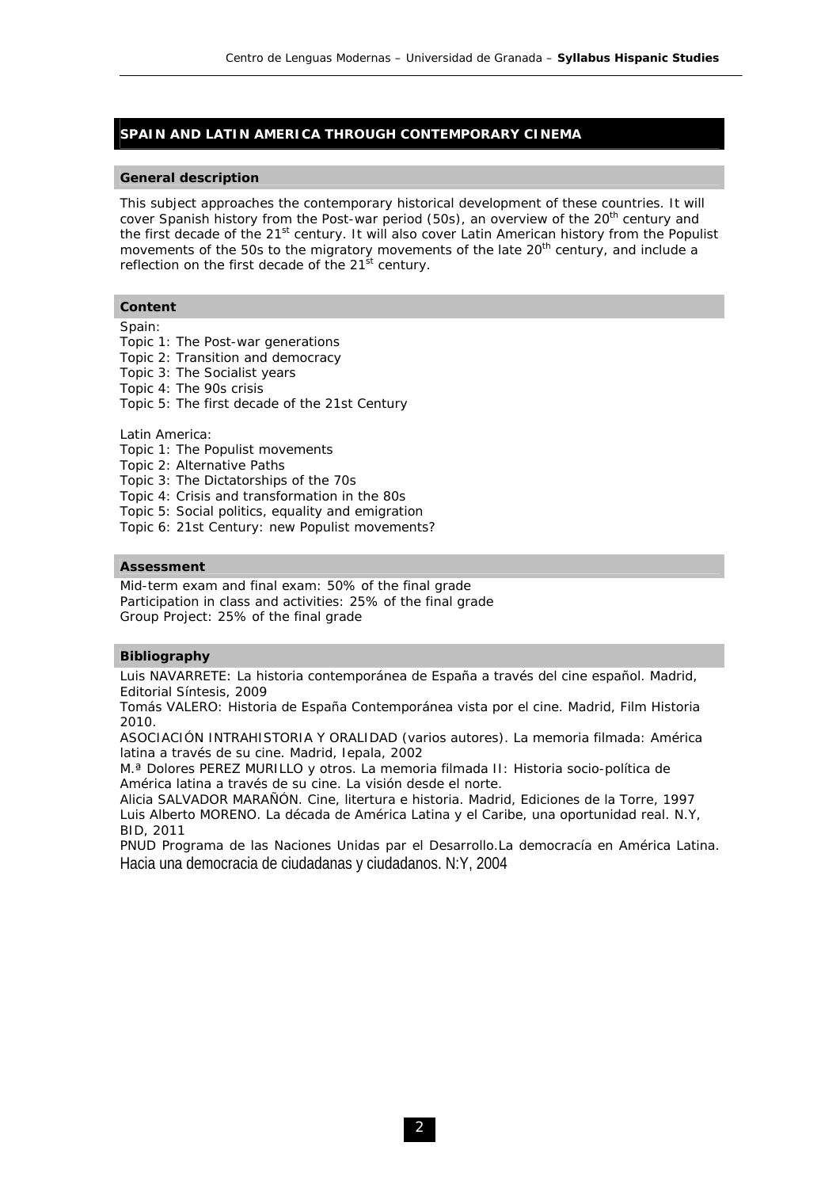## SPAIN AND LATIN AMERICA THROUGH CONTEMPORARY CINEMA

### General description

This subject approaches the contemporary historical development of these countries. It will cover Spanish history from the Post-war period (50s), an overview of the 20th century and the first decade of the 21st century. It will also cover Latin American history from the Populist movements of the 50s to the migratory movements of the late 20th century, and include a reflection on the first decade of the 21st century.

### Content

Spain:
- Topic 1: The Post-war generations
- Topic 2: Transition and democracy
- Topic 3: The Socialist years
- Topic 4: The 90s crisis
- Topic 5: The first decade of the 21st Century

Latin America:
- Topic 1: The Populist movements
- Topic 2: Alternative Paths
- Topic 3: The Dictatorships of the 70s
- Topic 4: Crisis and transformation in the 80s
- Topic 5: Social politics, equality and emigration
- Topic 6: 21st Century: new Populist movements?

### Assessment

Mid-term exam and final exam: 50% of the final grade
Participation in class and activities: 25% of the final grade
Group Project: 25% of the final grade

### Bibliography

Luis NAVARRETE: La historia contemporánea de España a través del cine español. Madrid, Editorial Síntesis, 2009

Tomás VALERO: Historia de España Contemporánea vista por el cine. Madrid, Film Historia 2010.

ASOCIACIÓN INTRAHISTORIA Y ORALIDAD (varios autores). La memoria filmada: América latina a través de su cine. Madrid, Iepala, 2002

M.ª Dolores PEREZ MURILLO y otros. La memoria filmada II: Historia socio-política de América latina a través de su cine. La visión desde el norte.

Alicia SALVADOR MARAÑÓN. Cine, litertura e historia. Madrid, Ediciones de la Torre, 1997

Luis Alberto MORENO. La década de América Latina y el Caribe, una oportunidad real. N.Y, BID, 2011

PNUD Programa de las Naciones Unidas par el Desarrollo.La democracía en América Latina. Hacia una democracia de ciudadanas y ciudadanos. N:Y, 2004